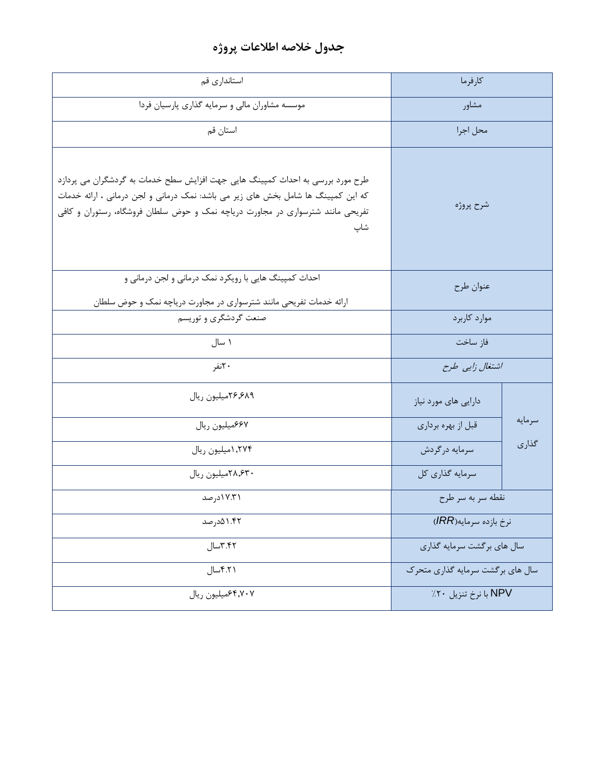# جدول خلاصه اطلاعات پروژه

| | | |
|---|---|---|
| کارفرما | | استانداری قم |
| مشاور | | موسسه مشاوران مالی و سرمایه گذاری پارسیان فردا |
| محل اجرا | | استان قم |
| شرح پروژه | | طرح مورد بررسی به احداث کمپینگ هایی جهت افزایش سطح خدمات به گردشگران می پردازد که این کمپینگ ها شامل بخش های زیر می باشد: نمک درمانی و لجن درمانی ، ارائه خدمات تفریحی مانند شترسواری در مجاورت دریاچه نمک و حوض سلطان فروشگاه، رستوران و کافی شاپ |
| عنوان طرح | | احداث کمپینگ هایی با رویکرد نمک درمانی و لجن درمانی و ارائه خدمات تفریحی مانند شترسواری در مجاورت دریاچه نمک و حوض سلطان |
| موارد کاربرد | | صنعت گردشگری و توریسم |
| فاز ساخت | | ۱ سال |
| *اشتغال زایی طرح* | | ۲۰نفر |
| سرمایه گذاری | دارایی های مورد نیاز | ۲۶,۶۸۹میلیون ریال |
| | قبل از بهره برداری | ۶۶۷میلیون ریال |
| | سرمایه درگردش | ۱,۲۷۴میلیون ریال |
| | سرمایه گذاری کل | ۲۸,۶۳۰میلیون ریال |
| نقطه سر به سر طرح | | ۱۷.۳۱درصد |
| نرخ بازده سرمایه(*IRR*) | | ۵۱.۴۲درصد |
| سال های برگشت سرمایه گذاری | | ۳.۴۲سال |
| سال های برگشت سرمایه گذاری متحرک | | ۴.۲۱سال |
| NPV با نرخ تنزیل ۲۰٪ | | ۶۴,۷۰۷میلیون ریال |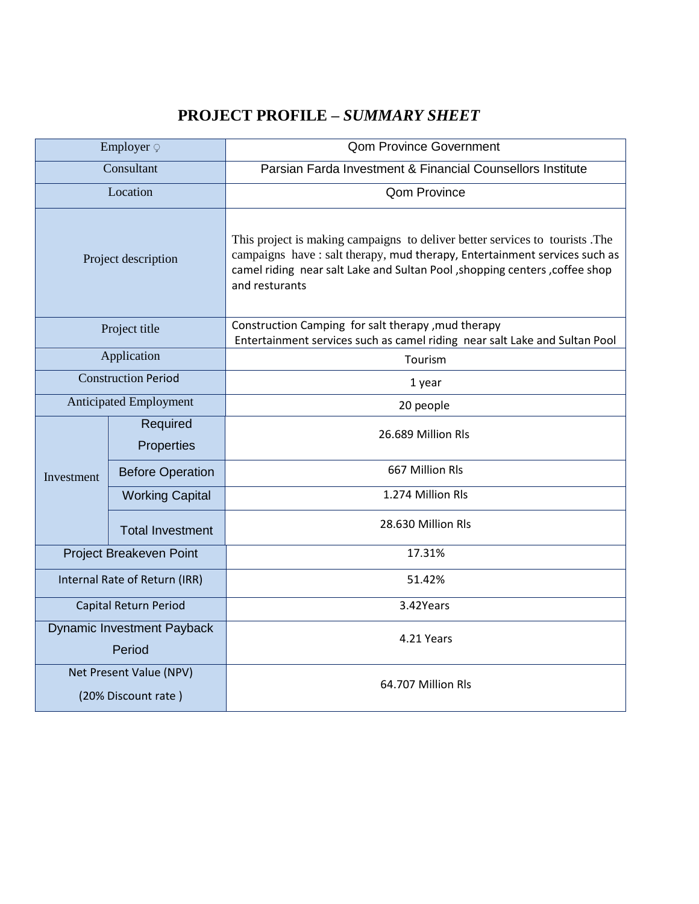## **PROJECT PROFILE –** ***SUMMARY SHEET***

| | | |
|---|---|---|
| Employer ♀ | | Qom Province Government |
| Consultant | | Parsian Farda Investment & Financial Counsellors Institute |
| Location | | Qom Province |
| Project description | | This project is making campaigns to deliver better services to tourists .The campaigns have : salt therapy, mud therapy, Entertainment services such as camel riding near salt Lake and Sultan Pool ,shopping centers ,coffee shop and resturants |
| Project title | | Construction Camping for salt therapy ,mud therapy Entertainment services such as camel riding near salt Lake and Sultan Pool |
| Application | | Tourism |
| Construction Period | | 1 year |
| Anticipated Employment | | 20 people |
| Investment | Required Properties | 26.689 Million Rls |
| | Before Operation | 667 Million Rls |
| | Working Capital | 1.274 Million Rls |
| | Total Investment | 28.630 Million Rls |
| Project Breakeven Point | | 17.31% |
| Internal Rate of Return (IRR) | | 51.42% |
| Capital Return Period | | 3.42Years |
| Dynamic Investment Payback Period | | 4.21 Years |
| Net Present Value (NPV) (20% Discount rate ) | | 64.707 Million Rls |